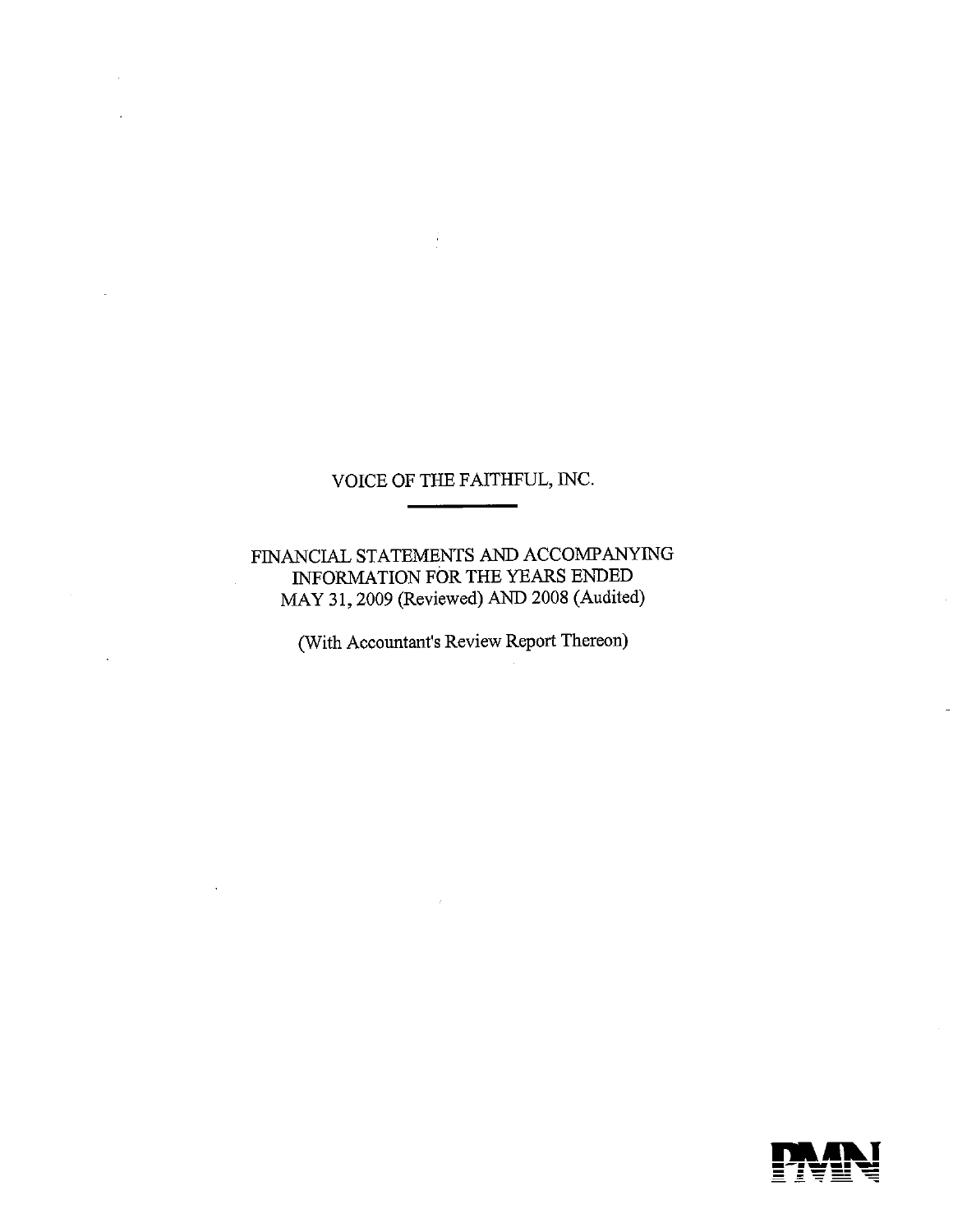# VOICE OF THE FAITHFUL, INC.

FINANCIAL STATEMENTS AND ACCOMPANYING INFORMATION FOR THE YEARS ENDED MAY 31, 2009 (Reviewed) AND 2008 (Audited)

(With Accountant's Review Report Thereon)

PMN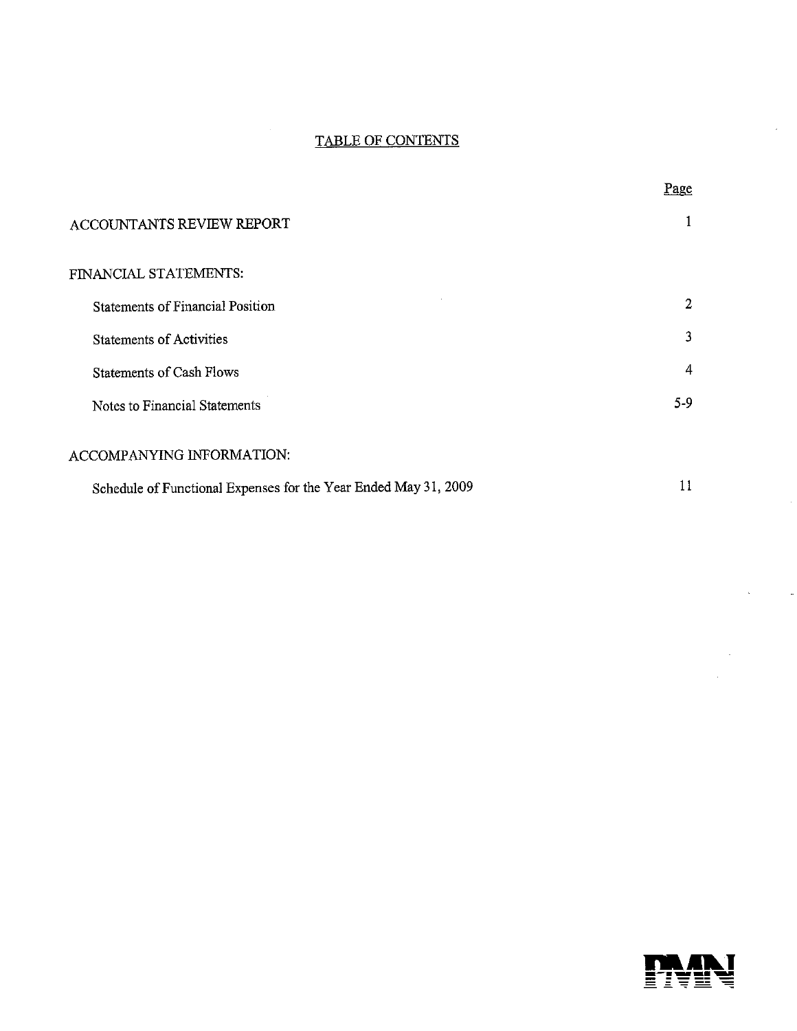# TABLE OF CONTENTS

| | Page |
|---|---|
| ACCOUNTANTS REVIEW REPORT | 1 |
| FINANCIAL STATEMENTS: | |
| Statements of Financial Position | 2 |
| Statements of Activities | 3 |
| Statements of Cash Flows | 4 |
| Notes to Financial Statements | 5-9 |
| ACCOMPANYING INFORMATION: | |
| Schedule of Functional Expenses for the Year Ended May 31, 2009 | 11 |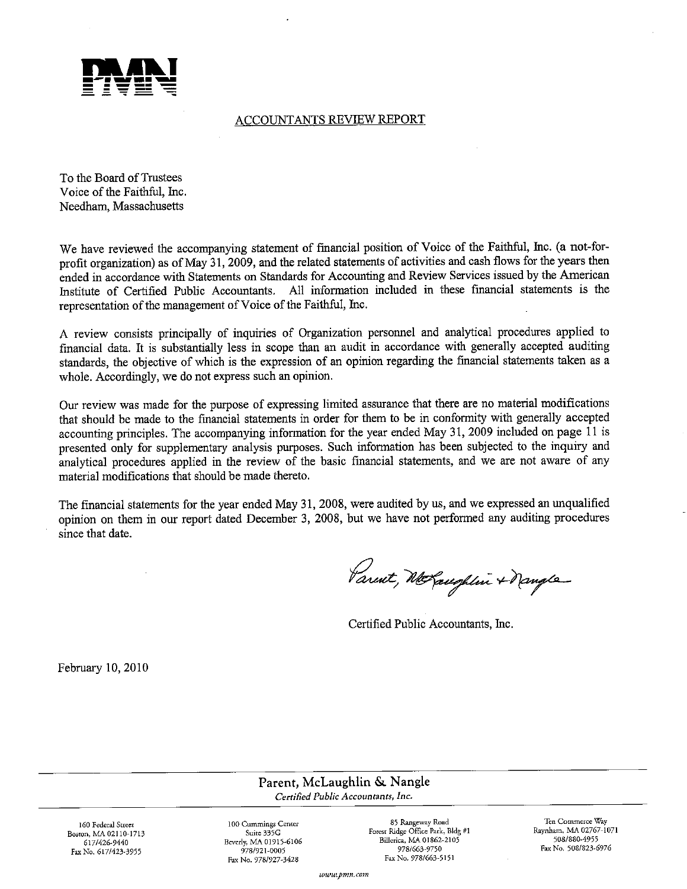## ACCOUNTANTS REVIEW REPORT

To the Board of Trustees
Voice of the Faithful, Inc.
Needham, Massachusetts

We have reviewed the accompanying statement of financial position of Voice of the Faithful, Inc. (a not-for-profit organization) as of May 31, 2009, and the related statements of activities and cash flows for the years then ended in accordance with Statements on Standards for Accounting and Review Services issued by the American Institute of Certified Public Accountants. All information included in these financial statements is the representation of the management of Voice of the Faithful, Inc.

A review consists principally of inquiries of Organization personnel and analytical procedures applied to financial data. It is substantially less in scope than an audit in accordance with generally accepted auditing standards, the objective of which is the expression of an opinion regarding the financial statements taken as a whole. Accordingly, we do not express such an opinion.

Our review was made for the purpose of expressing limited assurance that there are no material modifications that should be made to the financial statements in order for them to be in conformity with generally accepted accounting principles. The accompanying information for the year ended May 31, 2009 included on page 11 is presented only for supplementary analysis purposes. Such information has been subjected to the inquiry and analytical procedures applied in the review of the basic financial statements, and we are not aware of any material modifications that should be made thereto.

The financial statements for the year ended May 31, 2008, were audited by us, and we expressed an unqualified opinion on them in our report dated December 3, 2008, but we have not performed any auditing procedures since that date.

Parent, McLaughlin + Nangle

Certified Public Accountants, Inc.

February 10, 2010

Parent, McLaughlin & Nangle
*Certified Public Accountants, Inc.*

160 Federal Street
Boston, MA 02110-1713
617/426-9440
Fax No. 617/423-3955

100 Cummings Center
Suite 335G
Beverly, MA 01915-6106
978/921-0005
Fax No. 978/927-3428

85 Rangeway Road
Forest Ridge Office Park, Bldg #1
Billerica, MA 01862-2105
978/663-9750
Fax No. 978/663-5151

Ten Commerce Way
Raynham, MA 02767-1071
508/880-4955
Fax No. 508/823-6976

*www.pmn.com*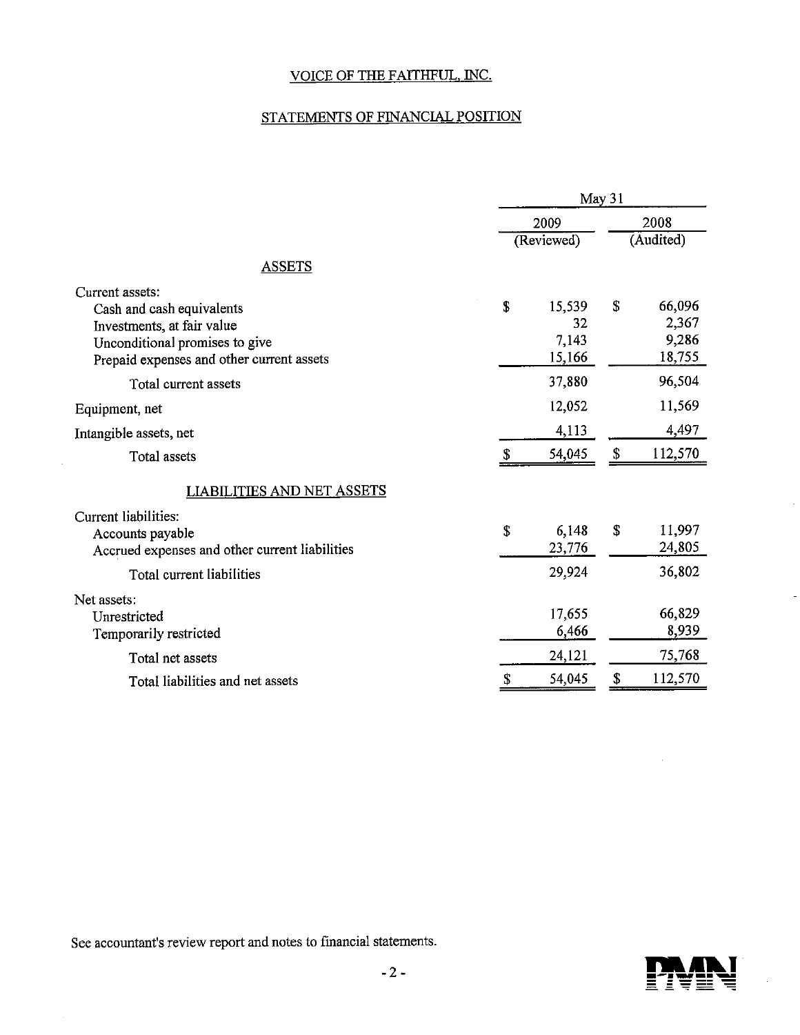# VOICE OF THE FAITHFUL, INC.

## STATEMENTS OF FINANCIAL POSITION

| | May 31 | |
|---|---|---|
| | 2009 (Reviewed) | 2008 (Audited) |
| **ASSETS** | | |
| Current assets: | | |
| Cash and cash equivalents | $ 15,539 | $ 66,096 |
| Investments, at fair value | 32 | 2,367 |
| Unconditional promises to give | 7,143 | 9,286 |
| Prepaid expenses and other current assets | 15,166 | 18,755 |
| Total current assets | 37,880 | 96,504 |
| Equipment, net | 12,052 | 11,569 |
| Intangible assets, net | 4,113 | 4,497 |
| Total assets | $ 54,045 | $ 112,570 |
| **LIABILITIES AND NET ASSETS** | | |
| Current liabilities: | | |
| Accounts payable | $ 6,148 | $ 11,997 |
| Accrued expenses and other current liabilities | 23,776 | 24,805 |
| Total current liabilities | 29,924 | 36,802 |
| Net assets: | | |
| Unrestricted | 17,655 | 66,829 |
| Temporarily restricted | 6,466 | 8,939 |
| Total net assets | 24,121 | 75,768 |
| Total liabilities and net assets | $ 54,045 | $ 112,570 |

See accountant's review report and notes to financial statements.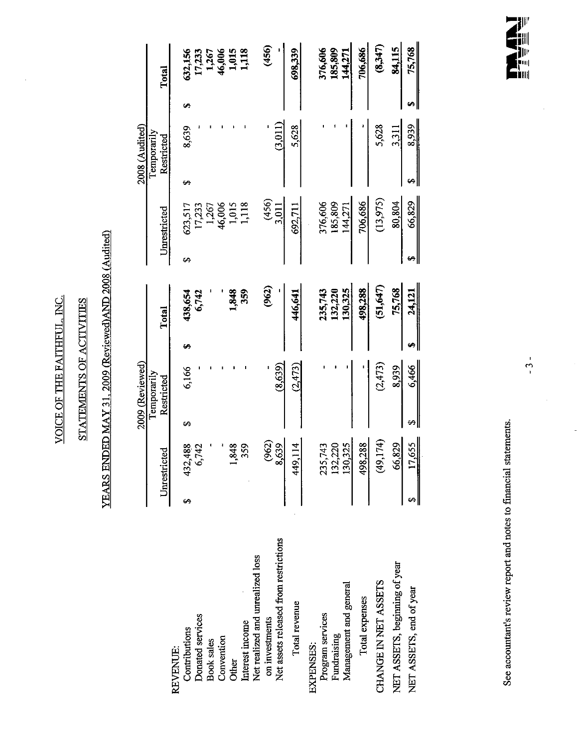# VOICE OF THE FAITHFUL, INC.

## STATEMENTS OF ACTIVITIES

### YEARS ENDED MAY 31, 2009 (Reviewed) AND 2008 (Audited)

| | 2009 (Reviewed) | | | 2008 (Audited) | | |
|---|---|---|---|---|---|---|
| | Unrestricted | Temporarily Restricted | Total | Unrestricted | Temporarily Restricted | Total |
| REVENUE: | | | | | | |
| Contributions | $ 432,488 | $ 6,166 | $ 438,654 | $ 623,517 | $ 8,639 | $ 632,156 |
| Donated services | 6,742 | - | 6,742 | 17,233 | - | 17,233 |
| Book sales | - | - | - | 1,267 | - | 1,267 |
| Convention | - | - | - | 46,006 | - | 46,006 |
| Other | 1,848 | - | 1,848 | 1,015 | - | 1,015 |
| Interest income | 359 | - | 359 | 1,118 | - | 1,118 |
| Net realized and unrealized loss on investments | (962) | - | (962) | (456) | - | (456) |
| Net assets released from restrictions | 8,639 | (8,639) | - | 3,011 | (3,011) | - |
| Total revenue | 449,114 | (2,473) | 446,641 | 692,711 | 5,628 | 698,339 |
| EXPENSES: | | | | | | |
| Program services | 235,743 | - | 235,743 | 376,606 | - | 376,606 |
| Fundraising | 132,220 | - | 132,220 | 185,809 | - | 185,809 |
| Management and general | 130,325 | - | 130,325 | 144,271 | - | 144,271 |
| Total expenses | 498,288 | - | 498,288 | 706,686 | - | 706,686 |
| CHANGE IN NET ASSETS | (49,174) | (2,473) | (51,647) | (13,975) | 5,628 | (8,347) |
| NET ASSETS, beginning of year | 66,829 | 8,939 | 75,768 | 80,804 | 3,311 | 84,115 |
| NET ASSETS, end of year | $ 17,655 | $ 6,466 | $ 24,121 | $ 66,829 | $ 8,939 | $ 75,768 |

See accountant's review report and notes to financial statements.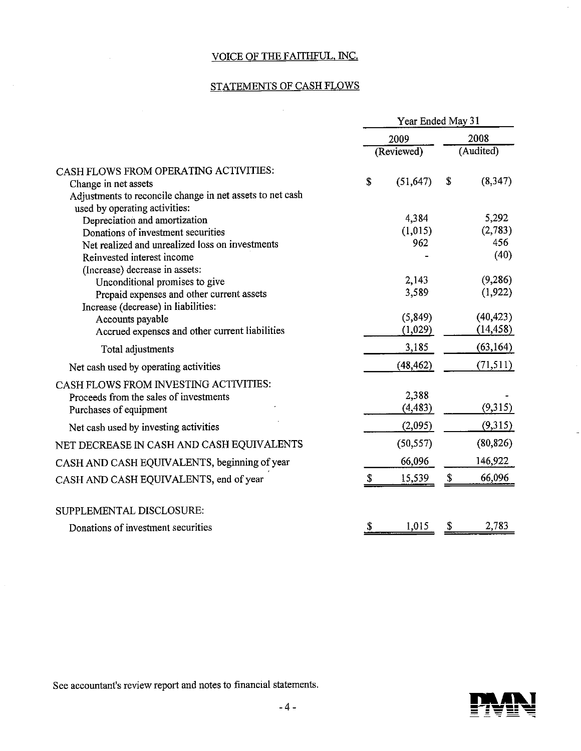# VOICE OF THE FAITHFUL, INC.

## STATEMENTS OF CASH FLOWS

| | Year Ended May 31 | |
|---|---|---|
| | 2009 | 2008 |
| | (Reviewed) | (Audited) |
| CASH FLOWS FROM OPERATING ACTIVITIES: | | |
| Change in net assets | $ (51,647) | $ (8,347) |
| Adjustments to reconcile change in net assets to net cash used by operating activities: | | |
| Depreciation and amortization | 4,384 | 5,292 |
| Donations of investment securities | (1,015) | (2,783) |
| Net realized and unrealized loss on investments | 962 | 456 |
| Reinvested interest income | - | (40) |
| (Increase) decrease in assets: | | |
| Unconditional promises to give | 2,143 | (9,286) |
| Prepaid expenses and other current assets | 3,589 | (1,922) |
| Increase (decrease) in liabilities: | | |
| Accounts payable | (5,849) | (40,423) |
| Accrued expenses and other current liabilities | (1,029) | (14,458) |
| Total adjustments | 3,185 | (63,164) |
| Net cash used by operating activities | (48,462) | (71,511) |
| CASH FLOWS FROM INVESTING ACTIVITIES: | | |
| Proceeds from the sales of investments | 2,388 | - |
| Purchases of equipment | (4,483) | (9,315) |
| Net cash used by investing activities | (2,095) | (9,315) |
| NET DECREASE IN CASH AND CASH EQUIVALENTS | (50,557) | (80,826) |
| CASH AND CASH EQUIVALENTS, beginning of year | 66,096 | 146,922 |
| CASH AND CASH EQUIVALENTS, end of year | $ 15,539 | $ 66,096 |
| | | |
| SUPPLEMENTAL DISCLOSURE: | | |
| Donations of investment securities | $ 1,015 | $ 2,783 |

See accountant's review report and notes to financial statements.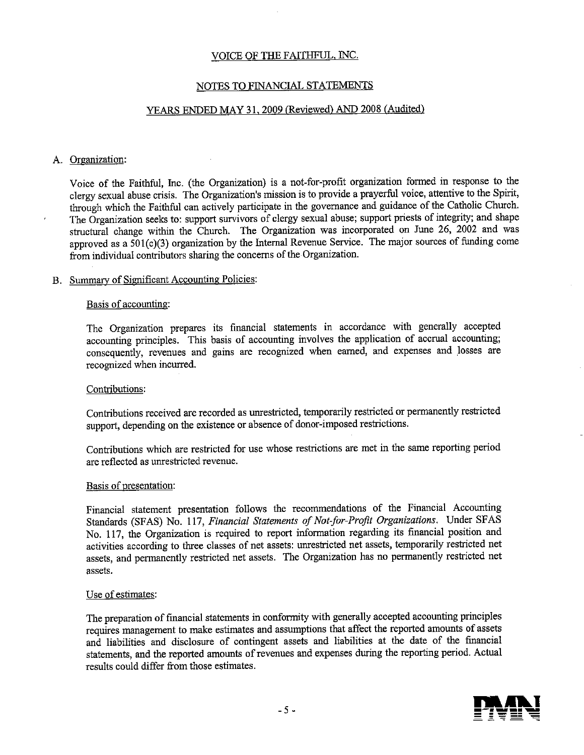# VOICE OF THE FAITHFUL, INC.

## NOTES TO FINANCIAL STATEMENTS

## YEARS ENDED MAY 31, 2009 (Reviewed) AND 2008 (Audited)

### A. Organization:

Voice of the Faithful, Inc. (the Organization) is a not-for-profit organization formed in response to the clergy sexual abuse crisis. The Organization's mission is to provide a prayerful voice, attentive to the Spirit, through which the Faithful can actively participate in the governance and guidance of the Catholic Church. The Organization seeks to: support survivors of clergy sexual abuse; support priests of integrity; and shape structural change within the Church. The Organization was incorporated on June 26, 2002 and was approved as a 501(c)(3) organization by the Internal Revenue Service. The major sources of funding come from individual contributors sharing the concerns of the Organization.

### B. Summary of Significant Accounting Policies:

#### Basis of accounting:

The Organization prepares its financial statements in accordance with generally accepted accounting principles. This basis of accounting involves the application of accrual accounting; consequently, revenues and gains are recognized when earned, and expenses and losses are recognized when incurred.

#### Contributions:

Contributions received are recorded as unrestricted, temporarily restricted or permanently restricted support, depending on the existence or absence of donor-imposed restrictions.

Contributions which are restricted for use whose restrictions are met in the same reporting period are reflected as unrestricted revenue.

#### Basis of presentation:

Financial statement presentation follows the recommendations of the Financial Accounting Standards (SFAS) No. 117, *Financial Statements of Not-for-Profit Organizations*. Under SFAS No. 117, the Organization is required to report information regarding its financial position and activities according to three classes of net assets: unrestricted net assets, temporarily restricted net assets, and permanently restricted net assets. The Organization has no permanently restricted net assets.

#### Use of estimates:

The preparation of financial statements in conformity with generally accepted accounting principles requires management to make estimates and assumptions that affect the reported amounts of assets and liabilities and disclosure of contingent assets and liabilities at the date of the financial statements, and the reported amounts of revenues and expenses during the reporting period. Actual results could differ from those estimates.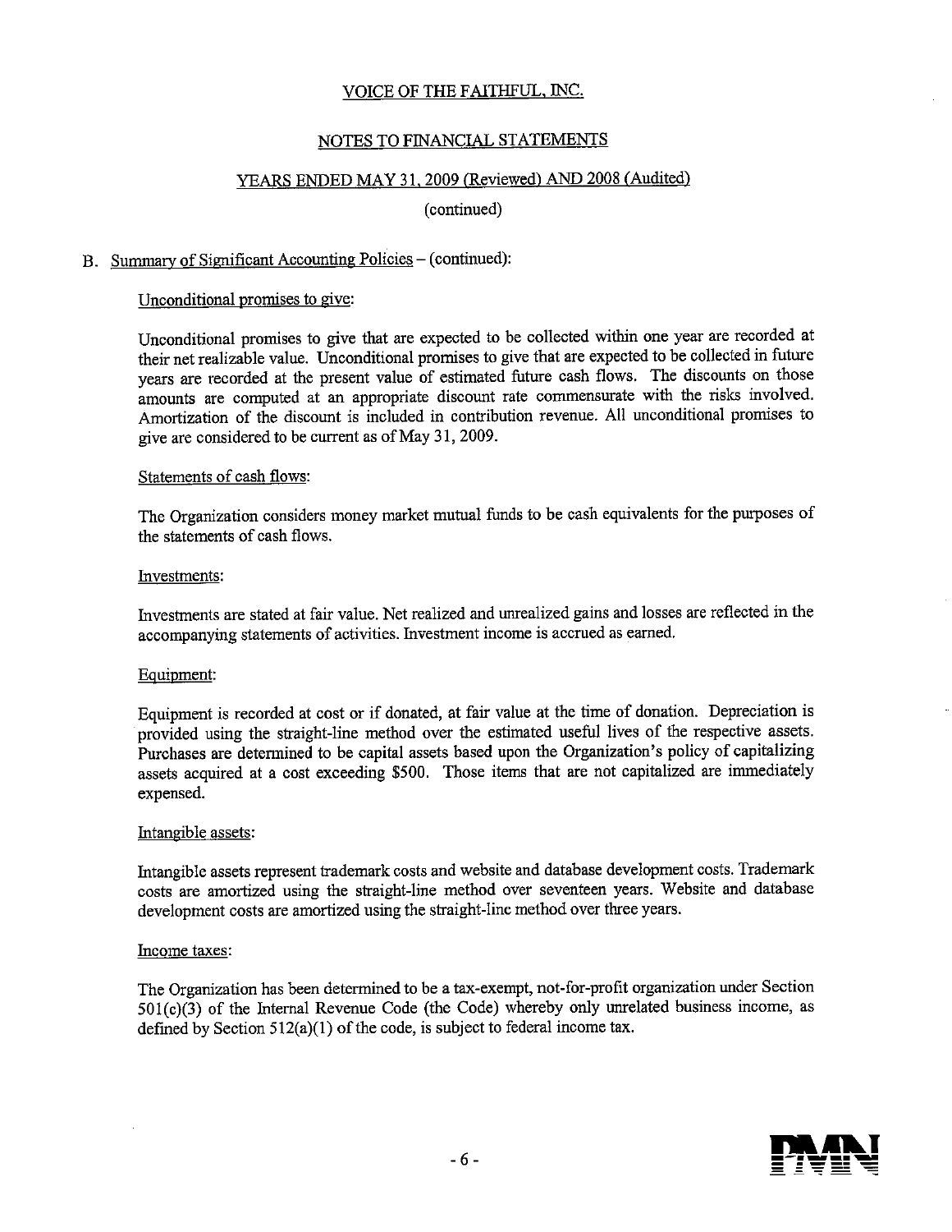VOICE OF THE FAITHFUL, INC.

NOTES TO FINANCIAL STATEMENTS

YEARS ENDED MAY 31, 2009 (Reviewed) AND 2008 (Audited)

(continued)

B. Summary of Significant Accounting Policies – (continued):

Unconditional promises to give:

Unconditional promises to give that are expected to be collected within one year are recorded at their net realizable value. Unconditional promises to give that are expected to be collected in future years are recorded at the present value of estimated future cash flows. The discounts on those amounts are computed at an appropriate discount rate commensurate with the risks involved. Amortization of the discount is included in contribution revenue. All unconditional promises to give are considered to be current as of May 31, 2009.

Statements of cash flows:

The Organization considers money market mutual funds to be cash equivalents for the purposes of the statements of cash flows.

Investments:

Investments are stated at fair value. Net realized and unrealized gains and losses are reflected in the accompanying statements of activities. Investment income is accrued as earned.

Equipment:

Equipment is recorded at cost or if donated, at fair value at the time of donation. Depreciation is provided using the straight-line method over the estimated useful lives of the respective assets. Purchases are determined to be capital assets based upon the Organization's policy of capitalizing assets acquired at a cost exceeding $500. Those items that are not capitalized are immediately expensed.

Intangible assets:

Intangible assets represent trademark costs and website and database development costs. Trademark costs are amortized using the straight-line method over seventeen years. Website and database development costs are amortized using the straight-line method over three years.

Income taxes:

The Organization has been determined to be a tax-exempt, not-for-profit organization under Section 501(c)(3) of the Internal Revenue Code (the Code) whereby only unrelated business income, as defined by Section 512(a)(1) of the code, is subject to federal income tax.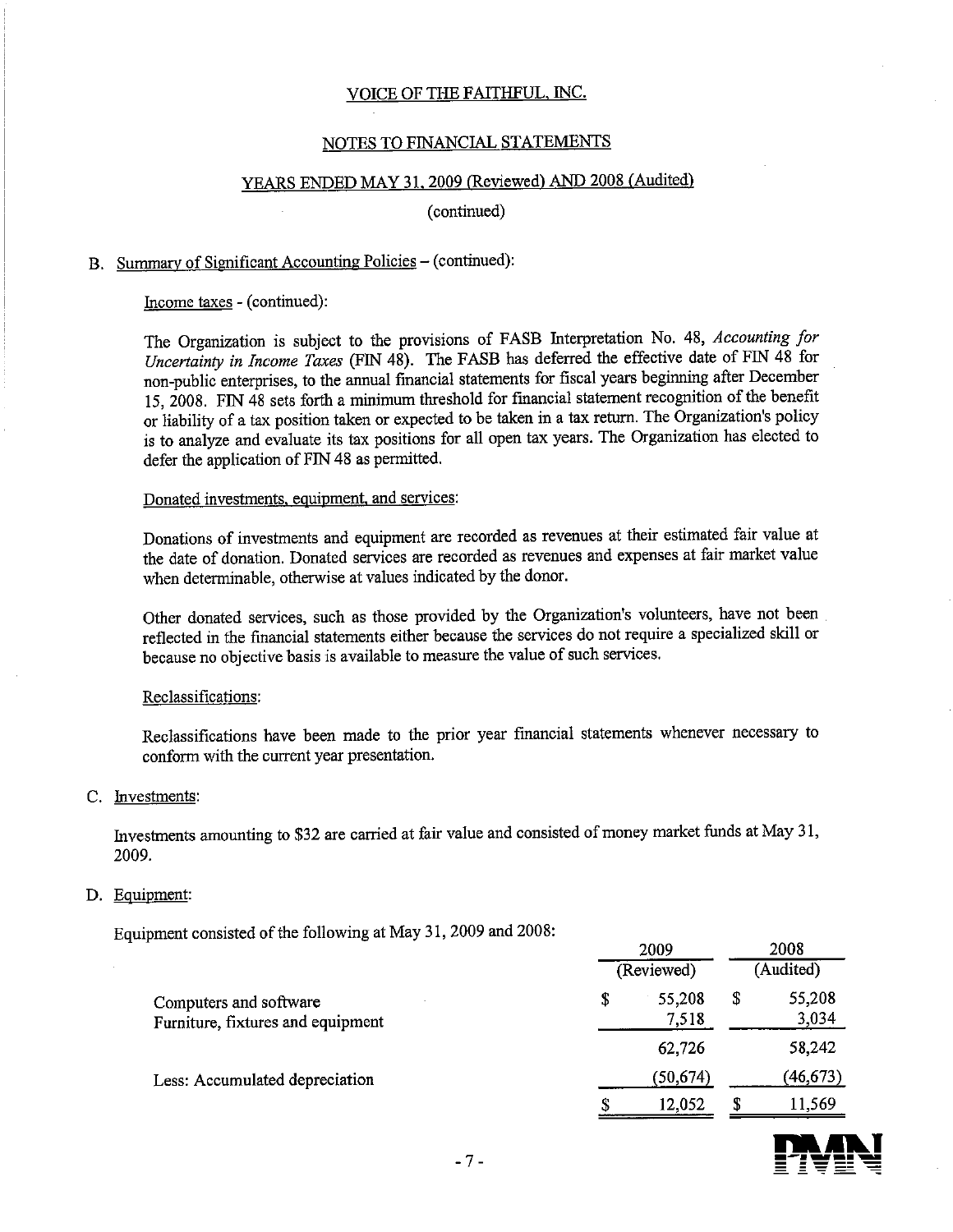VOICE OF THE FAITHFUL, INC.

NOTES TO FINANCIAL STATEMENTS

YEARS ENDED MAY 31, 2009 (Reviewed) AND 2008 (Audited)

(continued)

B. Summary of Significant Accounting Policies – (continued):

Income taxes - (continued):

The Organization is subject to the provisions of FASB Interpretation No. 48, *Accounting for Uncertainty in Income Taxes* (FIN 48). The FASB has deferred the effective date of FIN 48 for non-public enterprises, to the annual financial statements for fiscal years beginning after December 15, 2008. FIN 48 sets forth a minimum threshold for financial statement recognition of the benefit or liability of a tax position taken or expected to be taken in a tax return. The Organization's policy is to analyze and evaluate its tax positions for all open tax years. The Organization has elected to defer the application of FIN 48 as permitted.

Donated investments, equipment, and services:

Donations of investments and equipment are recorded as revenues at their estimated fair value at the date of donation. Donated services are recorded as revenues and expenses at fair market value when determinable, otherwise at values indicated by the donor.

Other donated services, such as those provided by the Organization's volunteers, have not been reflected in the financial statements either because the services do not require a specialized skill or because no objective basis is available to measure the value of such services.

Reclassifications:

Reclassifications have been made to the prior year financial statements whenever necessary to conform with the current year presentation.

C. Investments:

Investments amounting to $32 are carried at fair value and consisted of money market funds at May 31, 2009.

D. Equipment:

Equipment consisted of the following at May 31, 2009 and 2008:

| | 2009 (Reviewed) | 2008 (Audited) |
|---|---|---|
| Computers and software | $ 55,208 | $ 55,208 |
| Furniture, fixtures and equipment | 7,518 | 3,034 |
| | 62,726 | 58,242 |
| Less: Accumulated depreciation | (50,674) | (46,673) |
| | $ 12,052 | $ 11,569 |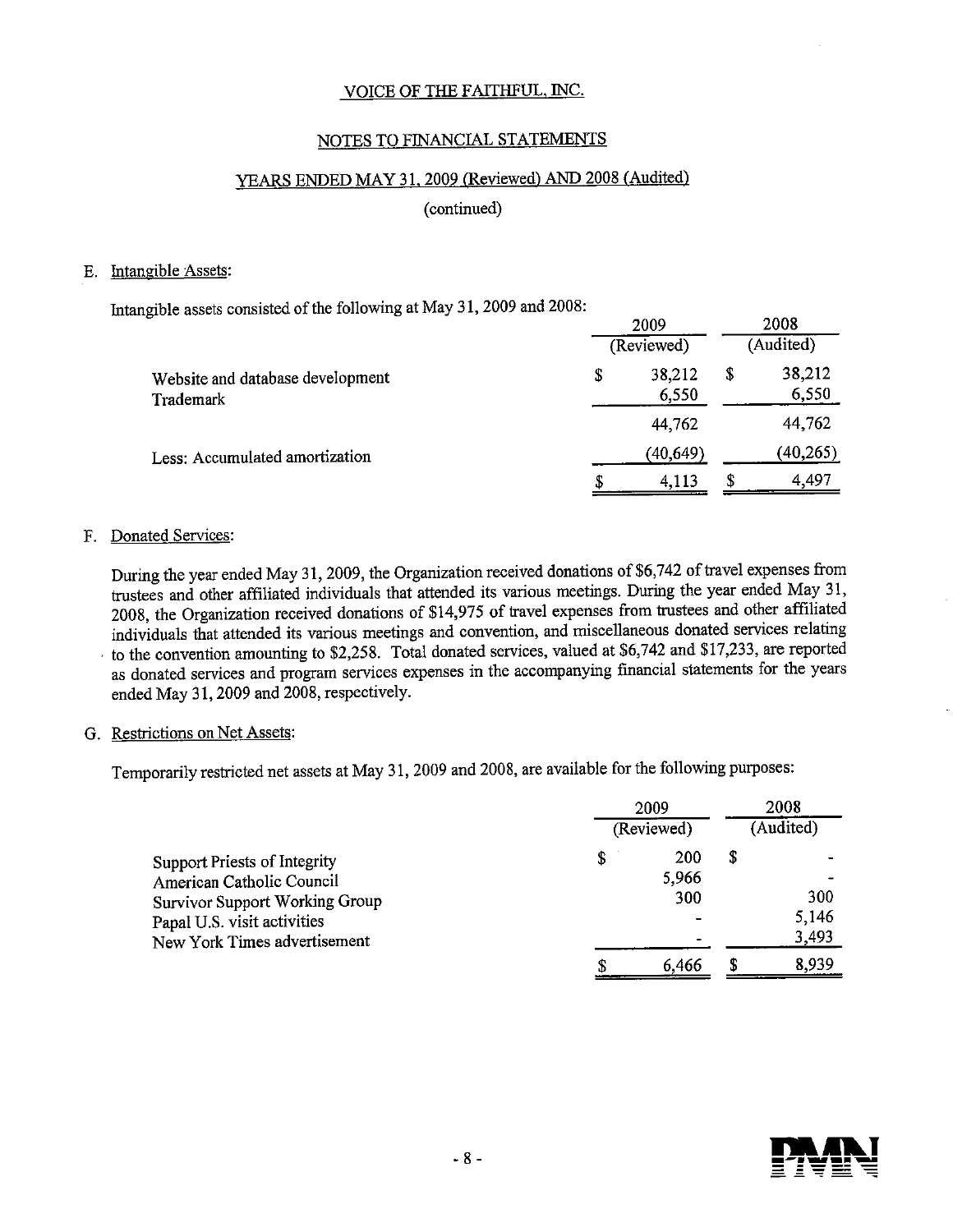VOICE OF THE FAITHFUL, INC.

NOTES TO FINANCIAL STATEMENTS

YEARS ENDED MAY 31, 2009 (Reviewed) AND 2008 (Audited)

(continued)

E. Intangible Assets:

Intangible assets consisted of the following at May 31, 2009 and 2008:

| | 2009 (Reviewed) | 2008 (Audited) |
|---|---|---|
| Website and database development | $ 38,212 | $ 38,212 |
| Trademark | 6,550 | 6,550 |
| | 44,762 | 44,762 |
| Less: Accumulated amortization | (40,649) | (40,265) |
| | $ 4,113 | $ 4,497 |

F. Donated Services:

During the year ended May 31, 2009, the Organization received donations of $6,742 of travel expenses from trustees and other affiliated individuals that attended its various meetings. During the year ended May 31, 2008, the Organization received donations of $14,975 of travel expenses from trustees and other affiliated individuals that attended its various meetings and convention, and miscellaneous donated services relating to the convention amounting to $2,258. Total donated services, valued at $6,742 and $17,233, are reported as donated services and program services expenses in the accompanying financial statements for the years ended May 31, 2009 and 2008, respectively.

G. Restrictions on Net Assets:

Temporarily restricted net assets at May 31, 2009 and 2008, are available for the following purposes:

| | 2009 (Reviewed) | 2008 (Audited) |
|---|---|---|
| Support Priests of Integrity | $ 200 | $ - |
| American Catholic Council | 5,966 | - |
| Survivor Support Working Group | 300 | 300 |
| Papal U.S. visit activities | - | 5,146 |
| New York Times advertisement | - | 3,493 |
| | $ 6,466 | $ 8,939 |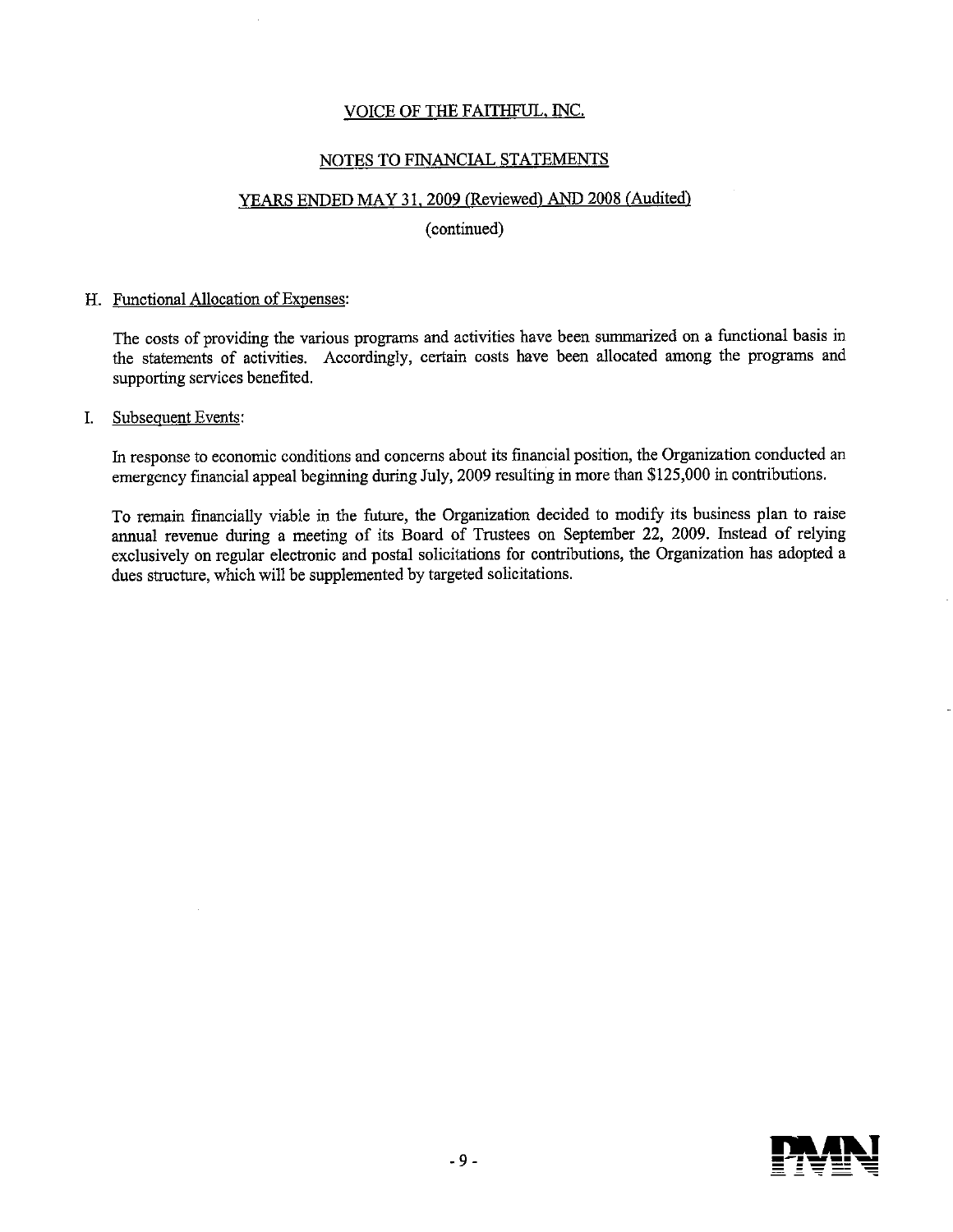VOICE OF THE FAITHFUL, INC.

NOTES TO FINANCIAL STATEMENTS

YEARS ENDED MAY 31, 2009 (Reviewed) AND 2008 (Audited)

(continued)

H. Functional Allocation of Expenses:

The costs of providing the various programs and activities have been summarized on a functional basis in the statements of activities. Accordingly, certain costs have been allocated among the programs and supporting services benefited.

I. Subsequent Events:

In response to economic conditions and concerns about its financial position, the Organization conducted an emergency financial appeal beginning during July, 2009 resulting in more than $125,000 in contributions.

To remain financially viable in the future, the Organization decided to modify its business plan to raise annual revenue during a meeting of its Board of Trustees on September 22, 2009. Instead of relying exclusively on regular electronic and postal solicitations for contributions, the Organization has adopted a dues structure, which will be supplemented by targeted solicitations.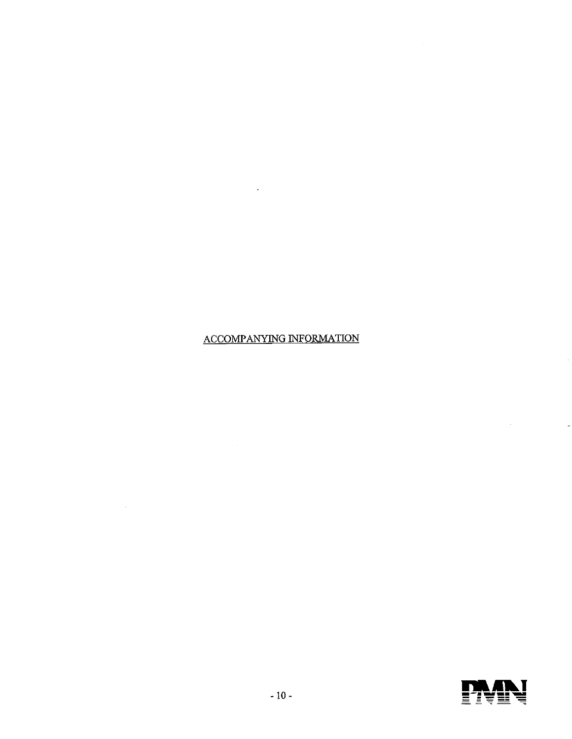ACCOMPANYING INFORMATION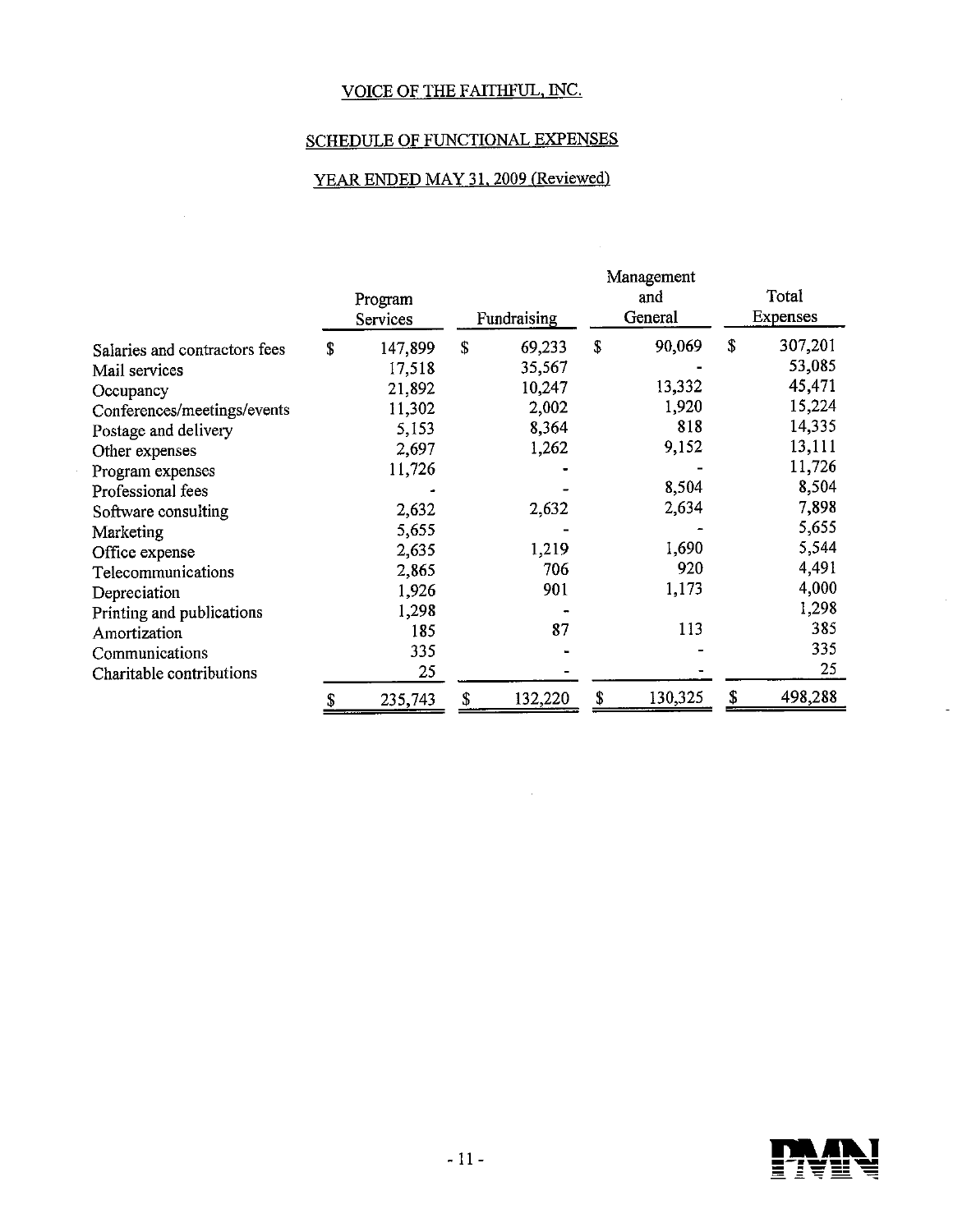VOICE OF THE FAITHFUL, INC.

SCHEDULE OF FUNCTIONAL EXPENSES

YEAR ENDED MAY 31, 2009 (Reviewed)

| | Program Services | Fundraising | Management and General | Total Expenses |
|---|---|---|---|---|
| Salaries and contractors fees | $ 147,899 | $ 69,233 | $ 90,069 | $ 307,201 |
| Mail services | 17,518 | 35,567 | - | 53,085 |
| Occupancy | 21,892 | 10,247 | 13,332 | 45,471 |
| Conferences/meetings/events | 11,302 | 2,002 | 1,920 | 15,224 |
| Postage and delivery | 5,153 | 8,364 | 818 | 14,335 |
| Other expenses | 2,697 | 1,262 | 9,152 | 13,111 |
| Program expenses | 11,726 | - | - | 11,726 |
| Professional fees | - | - | 8,504 | 8,504 |
| Software consulting | 2,632 | 2,632 | 2,634 | 7,898 |
| Marketing | 5,655 | - | - | 5,655 |
| Office expense | 2,635 | 1,219 | 1,690 | 5,544 |
| Telecommunications | 2,865 | 706 | 920 | 4,491 |
| Depreciation | 1,926 | 901 | 1,173 | 4,000 |
| Printing and publications | 1,298 | - | | 1,298 |
| Amortization | 185 | 87 | 113 | 385 |
| Communications | 335 | - | - | 335 |
| Charitable contributions | 25 | - | - | 25 |
| | $ 235,743 | $ 132,220 | $ 130,325 | $ 498,288 |